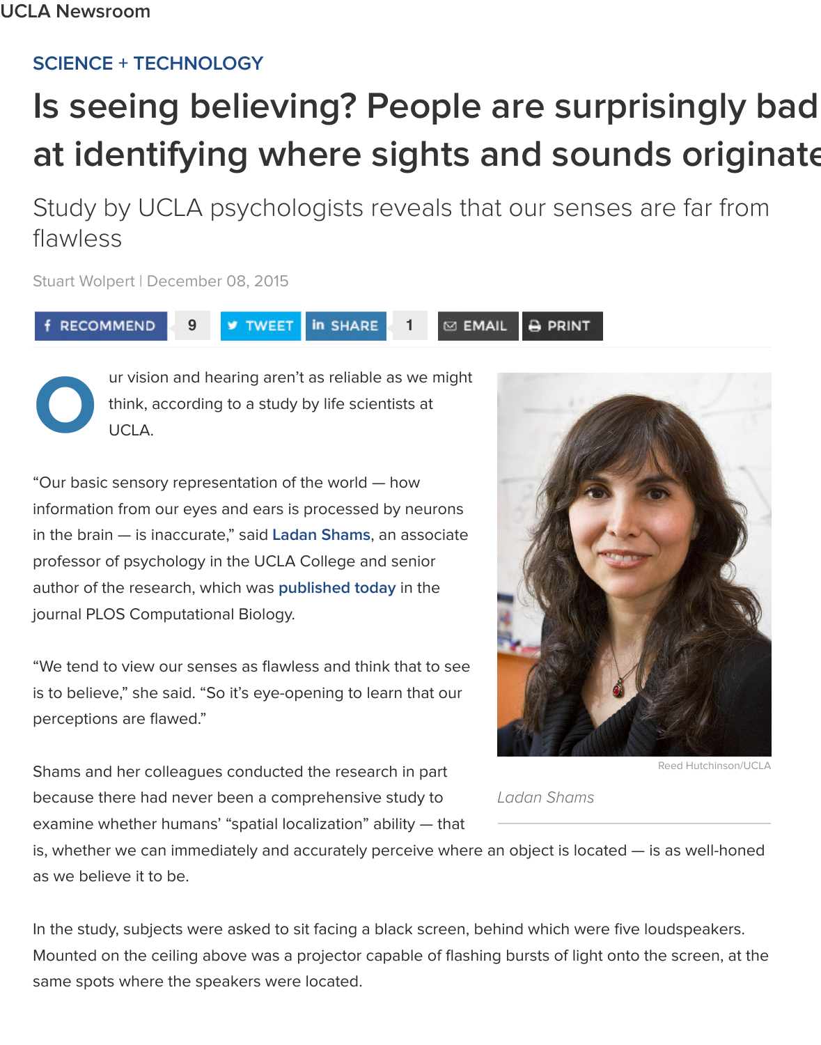UCLA Newsroom

SCIENCE + TECHNOLOGY

# Is seeing believing? People are surprisingly bad at identifying where sights and sounds originate

## Study by UCLA psychologists reveals that our senses are far from flawless

Stuart Wolpert | December 08, 2015

Our vision and hearing aren't as reliable as we might think, according to a study by life scientists at UCLA.

"Our basic sensory representation of the world — how information from our eyes and ears is processed by neurons in the brain — is inaccurate," said **Ladan Shams**, an associate professor of psychology in the UCLA College and senior author of the research, which was **published today** in the journal PLOS Computational Biology.

"We tend to view our senses as flawless and think that to see is to believe," she said. "So it's eye-opening to learn that our perceptions are flawed."

Reed Hutchinson/UCLA

*Ladan Shams*

Shams and her colleagues conducted the research in part because there had never been a comprehensive study to examine whether humans' "spatial localization" ability — that is, whether we can immediately and accurately perceive where an object is located — is as well-honed as we believe it to be.

In the study, subjects were asked to sit facing a black screen, behind which were five loudspeakers. Mounted on the ceiling above was a projector capable of flashing bursts of light onto the screen, at the same spots where the speakers were located.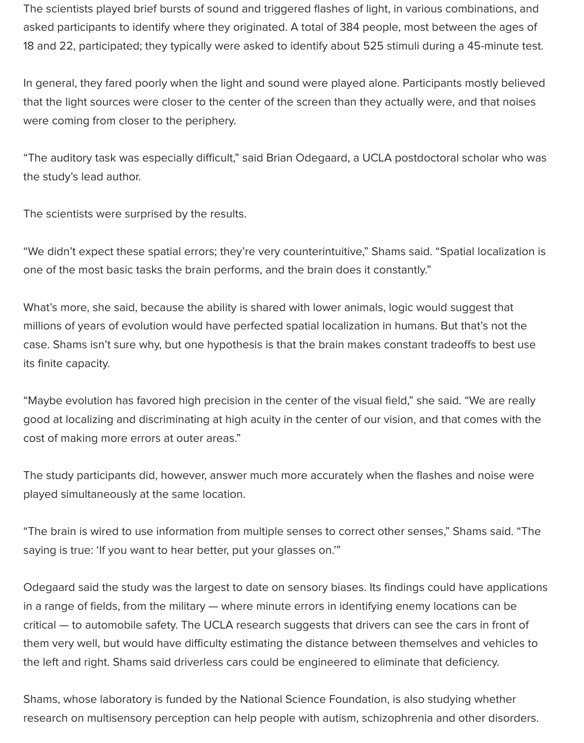The scientists played brief bursts of sound and triggered flashes of light, in various combinations, and asked participants to identify where they originated. A total of 384 people, most between the ages of 18 and 22, participated; they typically were asked to identify about 525 stimuli during a 45-minute test.

In general, they fared poorly when the light and sound were played alone. Participants mostly believed that the light sources were closer to the center of the screen than they actually were, and that noises were coming from closer to the periphery.

"The auditory task was especially difficult," said Brian Odegaard, a UCLA postdoctoral scholar who was the study's lead author.

The scientists were surprised by the results.

"We didn't expect these spatial errors; they're very counterintuitive," Shams said. "Spatial localization is one of the most basic tasks the brain performs, and the brain does it constantly."

What's more, she said, because the ability is shared with lower animals, logic would suggest that millions of years of evolution would have perfected spatial localization in humans. But that's not the case. Shams isn't sure why, but one hypothesis is that the brain makes constant tradeoffs to best use its finite capacity.

"Maybe evolution has favored high precision in the center of the visual field," she said. "We are really good at localizing and discriminating at high acuity in the center of our vision, and that comes with the cost of making more errors at outer areas."

The study participants did, however, answer much more accurately when the flashes and noise were played simultaneously at the same location.

"The brain is wired to use information from multiple senses to correct other senses," Shams said. "The saying is true: 'If you want to hear better, put your glasses on.'"

Odegaard said the study was the largest to date on sensory biases. Its findings could have applications in a range of fields, from the military — where minute errors in identifying enemy locations can be critical — to automobile safety. The UCLA research suggests that drivers can see the cars in front of them very well, but would have difficulty estimating the distance between themselves and vehicles to the left and right. Shams said driverless cars could be engineered to eliminate that deficiency.

Shams, whose laboratory is funded by the National Science Foundation, is also studying whether research on multisensory perception can help people with autism, schizophrenia and other disorders.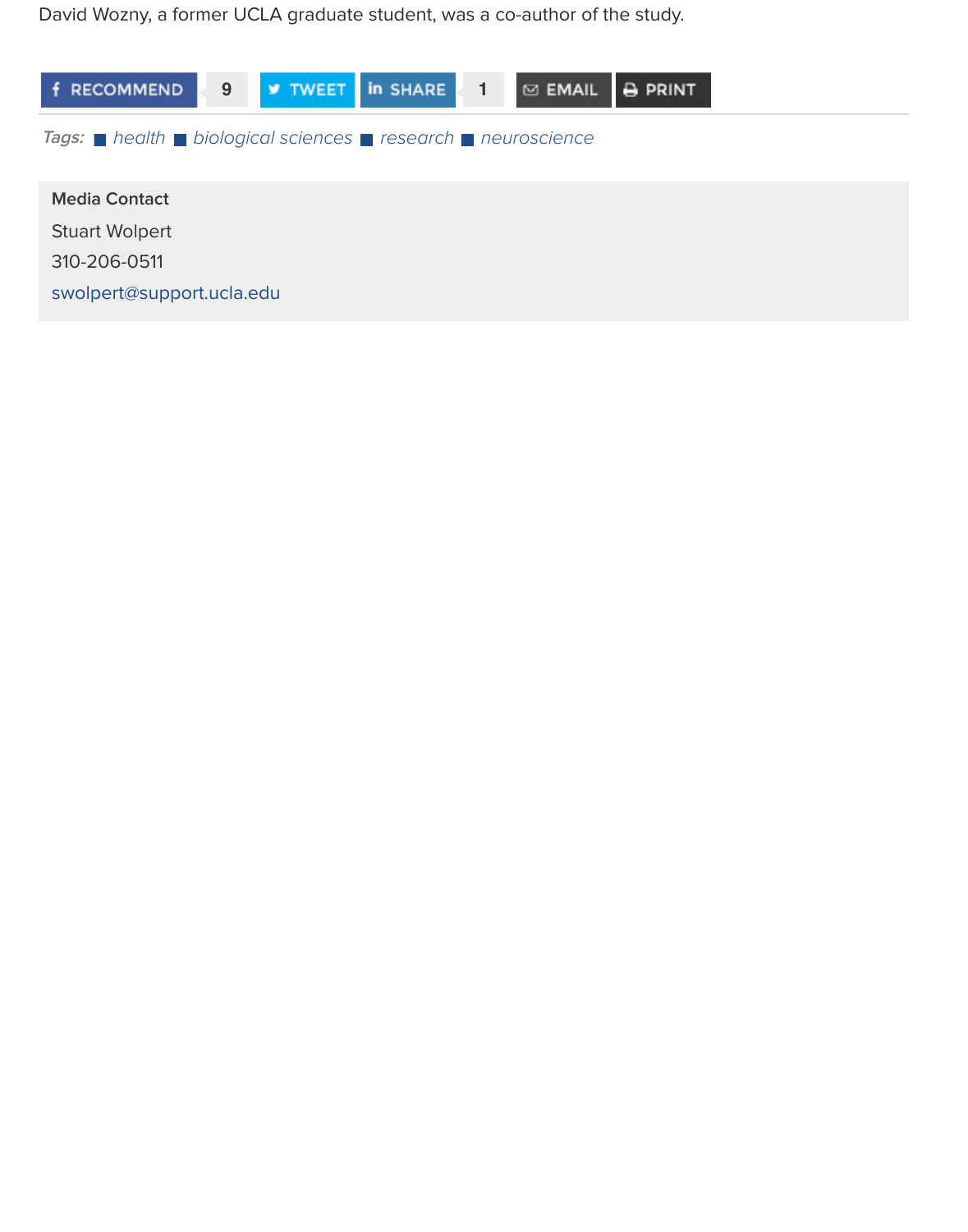David Wozny, a former UCLA graduate student, was a co-author of the study.

RECOMMEND 9 TWEET SHARE 1 EMAIL PRINT

*Tags:* *health* *biological sciences* *research* *neuroscience*

**Media Contact**

Stuart Wolpert

310-206-0511

swolpert@support.ucla.edu